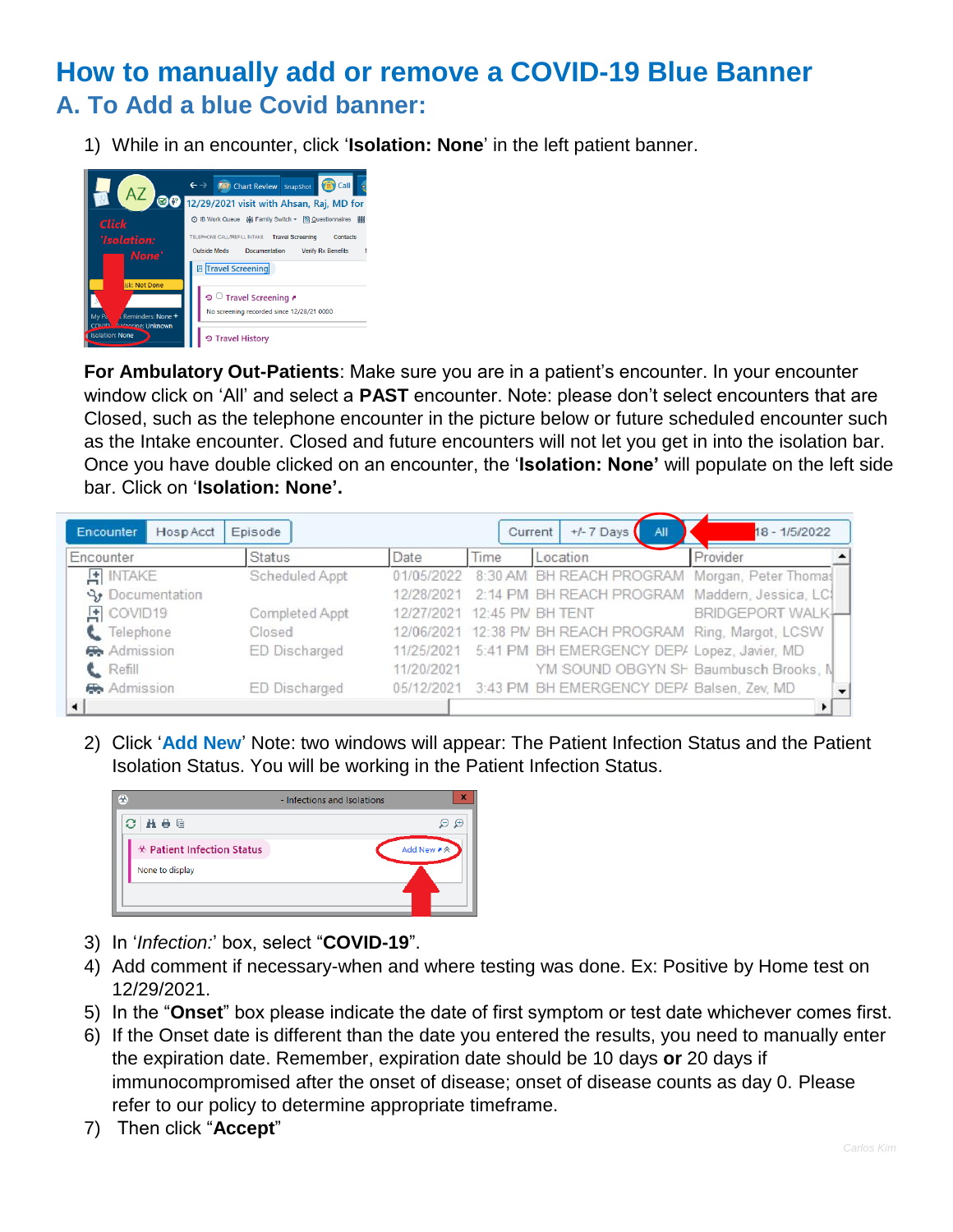# How to manually add or remove a COVID-19 Blue Banner

## A. To Add a blue Covid banner:

1) While in an encounter, click '**Isolation: None**' in the left patient banner.

**For Ambulatory Out-Patients**: Make sure you are in a patient's encounter. In your encounter window click on 'All' and select a **PAST** encounter. Note: please don't select encounters that are Closed, such as the telephone encounter in the picture below or future scheduled encounter such as the Intake encounter. Closed and future encounters will not let you get in into the isolation bar. Once you have double clicked on an encounter, the '**Isolation: None'** will populate on the left side bar. Click on '**Isolation: None'.**

2) Click '**Add New**' Note: two windows will appear: The Patient Infection Status and the Patient Isolation Status. You will be working in the Patient Infection Status.

3) In '*Infection:*' box, select "**COVID-19**".
4) Add comment if necessary-when and where testing was done. Ex: Positive by Home test on 12/29/2021.
5) In the "**Onset**" box please indicate the date of first symptom or test date whichever comes first.
6) If the Onset date is different than the date you entered the results, you need to manually enter the expiration date. Remember, expiration date should be 10 days **or** 20 days if immunocompromised after the onset of disease; onset of disease counts as day 0. Please refer to our policy to determine appropriate timeframe.
7) Then click "**Accept**"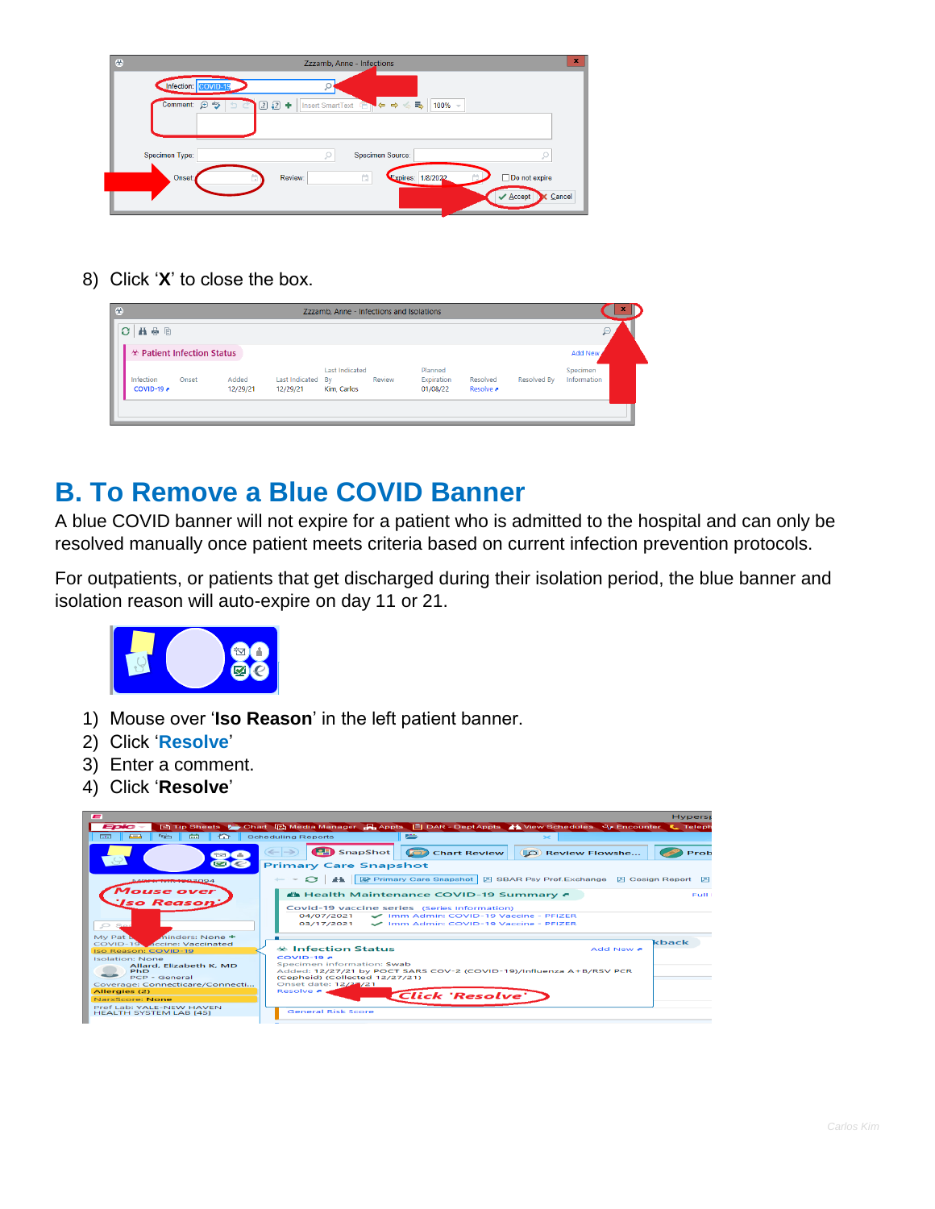8) Click ‘**X**’ to close the box.

## B. To Remove a Blue COVID Banner

A blue COVID banner will not expire for a patient who is admitted to the hospital and can only be resolved manually once patient meets criteria based on current infection prevention protocols.

For outpatients, or patients that get discharged during their isolation period, the blue banner and isolation reason will auto-expire on day 11 or 21.

1) Mouse over ‘**Iso Reason**’ in the left patient banner.
2) Click ‘**Resolve**’
3) Enter a comment.
4) Click ‘**Resolve**’